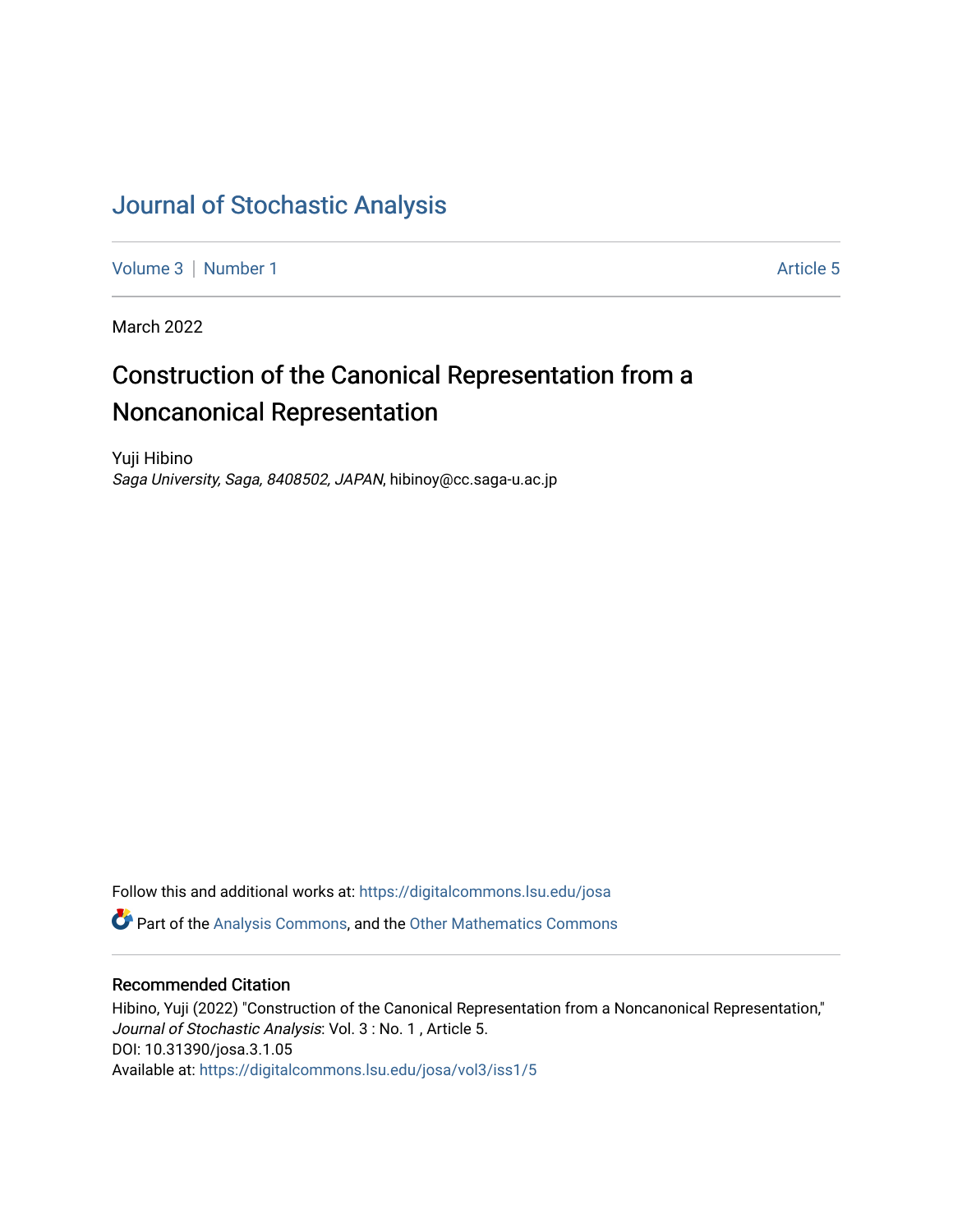# Journal of Stochastic Analysis

Volume 3 | Number 1 Article 5

March 2022

## Construction of the Canonical Representation from a Noncanonical Representation

Yuji Hibino
*Saga University, Saga, 8408502, JAPAN*, hibinoy@cc.saga-u.ac.jp

Follow this and additional works at: https://digitalcommons.lsu.edu/josa

Part of the Analysis Commons, and the Other Mathematics Commons

### Recommended Citation

Hibino, Yuji (2022) "Construction of the Canonical Representation from a Noncanonical Representation," *Journal of Stochastic Analysis*: Vol. 3 : No. 1 , Article 5.
DOI: 10.31390/josa.3.1.05
Available at: https://digitalcommons.lsu.edu/josa/vol3/iss1/5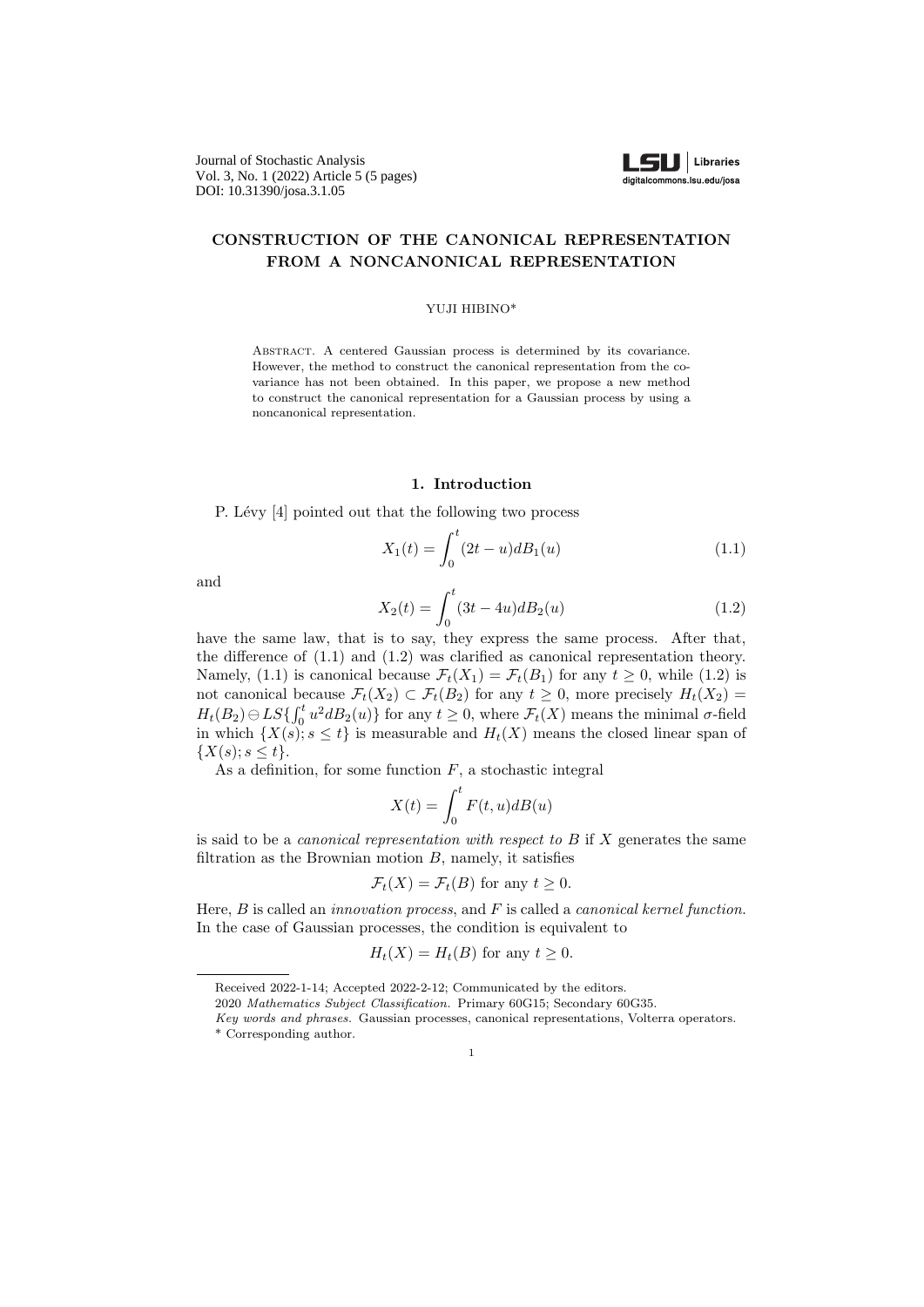Journal of Stochastic Analysis
Vol. 3, No. 1 (2022) Article 5 (5 pages)
DOI: 10.31390/josa.3.1.05

# CONSTRUCTION OF THE CANONICAL REPRESENTATION FROM A NONCANONICAL REPRESENTATION

YUJI HIBINO*

Abstract. A centered Gaussian process is determined by its covariance. However, the method to construct the canonical representation from the covariance has not been obtained. In this paper, we propose a new method to construct the canonical representation for a Gaussian process by using a noncanonical representation.

## 1. Introduction

P. Lévy [4] pointed out that the following two process

$$X_1(t) = \int_0^t (2t - u) dB_1(u) \tag{1.1}$$

and

$$X_2(t) = \int_0^t (3t - 4u) dB_2(u) \tag{1.2}$$

have the same law, that is to say, they express the same process. After that, the difference of (1.1) and (1.2) was clarified as canonical representation theory. Namely, (1.1) is canonical because $\mathcal{F}_t(X_1) = \mathcal{F}_t(B_1)$ for any $t \geq 0$, while (1.2) is not canonical because $\mathcal{F}_t(X_2) \subset \mathcal{F}_t(B_2)$ for any $t \geq 0$, more precisely $H_t(X_2) = H_t(B_2) \ominus LS\{\int_0^t u^2 dB_2(u)\}$ for any $t \geq 0$, where $\mathcal{F}_t(X)$ means the minimal $\sigma$-field in which $\{X(s); s \leq t\}$ is measurable and $H_t(X)$ means the closed linear span of $\{X(s); s \leq t\}$.

As a definition, for some function $F$, a stochastic integral

$$X(t) = \int_0^t F(t, u) dB(u)$$

is said to be a *canonical representation with respect to $B$* if $X$ generates the same filtration as the Brownian motion $B$, namely, it satisfies

$$\mathcal{F}_t(X) = \mathcal{F}_t(B) \text{ for any } t \geq 0.$$

Here, $B$ is called an *innovation process*, and $F$ is called a *canonical kernel function*. In the case of Gaussian processes, the condition is equivalent to

$$H_t(X) = H_t(B) \text{ for any } t \geq 0.$$

Received 2022-1-14; Accepted 2022-2-12; Communicated by the editors.
2020 *Mathematics Subject Classification.* Primary 60G15; Secondary 60G35.
*Key words and phrases.* Gaussian processes, canonical representations, Volterra operators.
\* Corresponding author.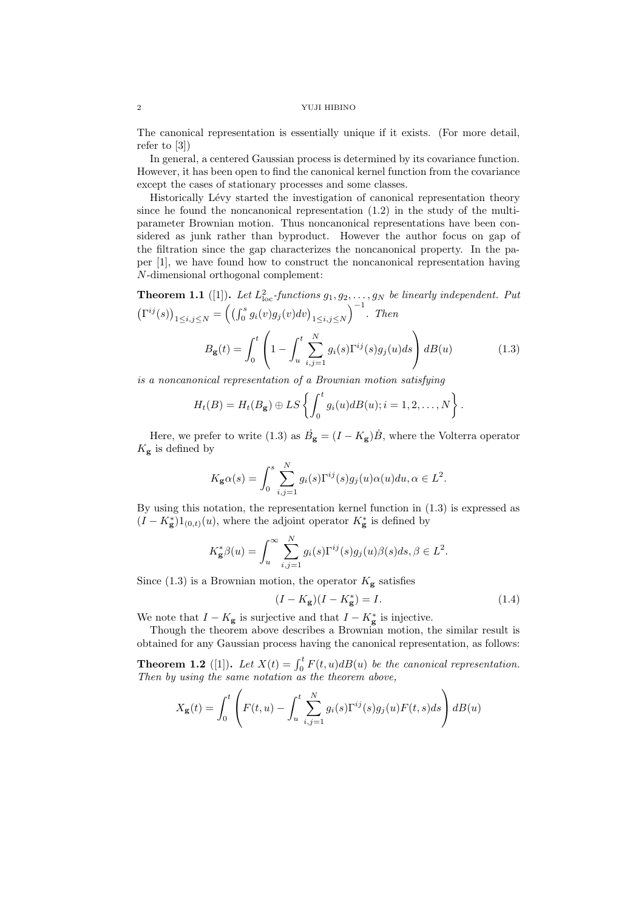The canonical representation is essentially unique if it exists. (For more detail, refer to [3])

In general, a centered Gaussian process is determined by its covariance function. However, it has been open to find the canonical kernel function from the covariance except the cases of stationary processes and some classes.

Historically Lévy started the investigation of canonical representation theory since he found the noncanonical representation (1.2) in the study of the multi-parameter Brownian motion. Thus noncanonical representations have been considered as junk rather than byproduct. However the author focus on gap of the filtration since the gap characterizes the noncanonical property. In the paper [1], we have found how to construct the noncanonical representation having $N$-dimensional orthogonal complement:

**Theorem 1.1** ([1]). *Let $L^2_{\text{loc}}$-functions $g_1, g_2, \ldots, g_N$ be linearly independent. Put $\left(\Gamma^{ij}(s)\right)_{1\le i,j\le N} = \left(\left(\int_0^s g_i(v)g_j(v)dv\right)_{1\le i,j\le N}\right)^{-1}$. Then*

$$B_{\mathbf{g}}(t) = \int_0^t \left(1 - \int_u^t \sum_{i,j=1}^N g_i(s)\Gamma^{ij}(s)g_j(u)ds\right) dB(u) \tag{1.3}$$

*is a noncanonical representation of a Brownian motion satisfying*

$$H_t(B) = H_t(B_{\mathbf{g}}) \oplus LS\left\{\int_0^t g_i(u)dB(u); i = 1, 2, \ldots, N\right\}.$$

Here, we prefer to write (1.3) as $\dot{B}_{\mathbf{g}} = (I - K_{\mathbf{g}})\dot{B}$, where the Volterra operator $K_{\mathbf{g}}$ is defined by

$$K_{\mathbf{g}}\alpha(s) = \int_0^s \sum_{i,j=1}^N g_i(s)\Gamma^{ij}(s)g_j(u)\alpha(u)du, \alpha \in L^2.$$

By using this notation, the representation kernel function in (1.3) is expressed as $(I - K^*_{\mathbf{g}})1_{(0,t)}(u)$, where the adjoint operator $K^*_{\mathbf{g}}$ is defined by

$$K^*_{\mathbf{g}}\beta(u) = \int_u^\infty \sum_{i,j=1}^N g_i(s)\Gamma^{ij}(s)g_j(u)\beta(s)ds, \beta \in L^2.$$

Since (1.3) is a Brownian motion, the operator $K_{\mathbf{g}}$ satisfies

$$(I - K_{\mathbf{g}})(I - K^*_{\mathbf{g}}) = I. \tag{1.4}$$

We note that $I - K_{\mathbf{g}}$ is surjective and that $I - K^*_{\mathbf{g}}$ is injective.

Though the theorem above describes a Brownian motion, the similar result is obtained for any Gaussian process having the canonical representation, as follows:

**Theorem 1.2** ([1]). *Let $X(t) = \int_0^t F(t,u)dB(u)$ be the canonical representation. Then by using the same notation as the theorem above,*

$$X_{\mathbf{g}}(t) = \int_0^t \left(F(t,u) - \int_u^t \sum_{i,j=1}^N g_i(s)\Gamma^{ij}(s)g_j(u)F(t,s)ds\right) dB(u)$$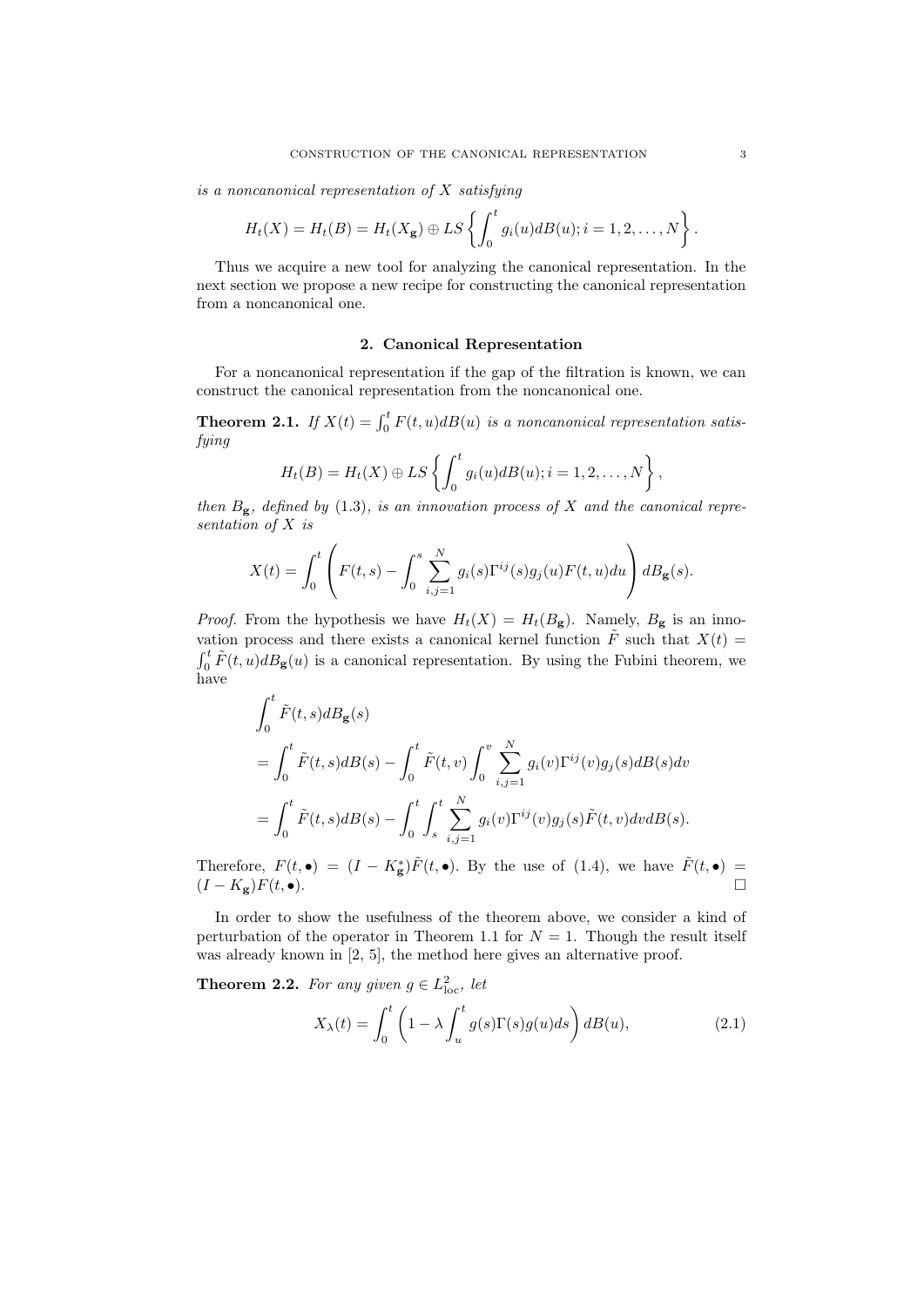*is a noncanonical representation of $X$ satisfying*

$$H_t(X) = H_t(B) = H_t(X_{\mathbf{g}}) \oplus LS\left\{\int_0^t g_i(u)dB(u); i = 1, 2, \ldots, N\right\}.$$

Thus we acquire a new tool for analyzing the canonical representation. In the next section we propose a new recipe for constructing the canonical representation from a noncanonical one.

## 2. Canonical Representation

For a noncanonical representation if the gap of the filtration is known, we can construct the canonical representation from the noncanonical one.

**Theorem 2.1.** *If $X(t) = \int_0^t F(t,u)dB(u)$ is a noncanonical representation satisfying*

$$H_t(B) = H_t(X) \oplus LS\left\{\int_0^t g_i(u)dB(u); i = 1, 2, \ldots, N\right\},$$

*then $B_{\mathbf{g}}$, defined by (1.3), is an innovation process of $X$ and the canonical representation of $X$ is*

$$X(t) = \int_0^t \left( F(t,s) - \int_0^s \sum_{i,j=1}^N g_i(s)\Gamma^{ij}(s)g_j(u)F(t,u)du \right) dB_{\mathbf{g}}(s).$$

*Proof.* From the hypothesis we have $H_t(X) = H_t(B_{\mathbf{g}})$. Namely, $B_{\mathbf{g}}$ is an innovation process and there exists a canonical kernel function $\tilde{F}$ such that $X(t) = \int_0^t \tilde{F}(t,u)dB_{\mathbf{g}}(u)$ is a canonical representation. By using the Fubini theorem, we have

$$\begin{aligned}
&\int_0^t \tilde{F}(t,s)dB_{\mathbf{g}}(s) \\
&= \int_0^t \tilde{F}(t,s)dB(s) - \int_0^t \tilde{F}(t,v)\int_0^v \sum_{i,j=1}^N g_i(v)\Gamma^{ij}(v)g_j(s)dB(s)dv \\
&= \int_0^t \tilde{F}(t,s)dB(s) - \int_0^t \int_s^t \sum_{i,j=1}^N g_i(v)\Gamma^{ij}(v)g_j(s)\tilde{F}(t,v)dvdB(s).
\end{aligned}$$

Therefore, $F(t,\bullet) = (I - K_{\mathbf{g}}^*)\tilde{F}(t,\bullet)$. By the use of (1.4), we have $\tilde{F}(t,\bullet) = (I - K_{\mathbf{g}})F(t,\bullet)$. $\square$

In order to show the usefulness of the theorem above, we consider a kind of perturbation of the operator in Theorem 1.1 for $N = 1$. Though the result itself was already known in [2, 5], the method here gives an alternative proof.

**Theorem 2.2.** *For any given $g \in L^2_{\text{loc}}$, let*

$$X_\lambda(t) = \int_0^t \left(1 - \lambda \int_u^t g(s)\Gamma(s)g(u)ds\right) dB(u), \tag{2.1}$$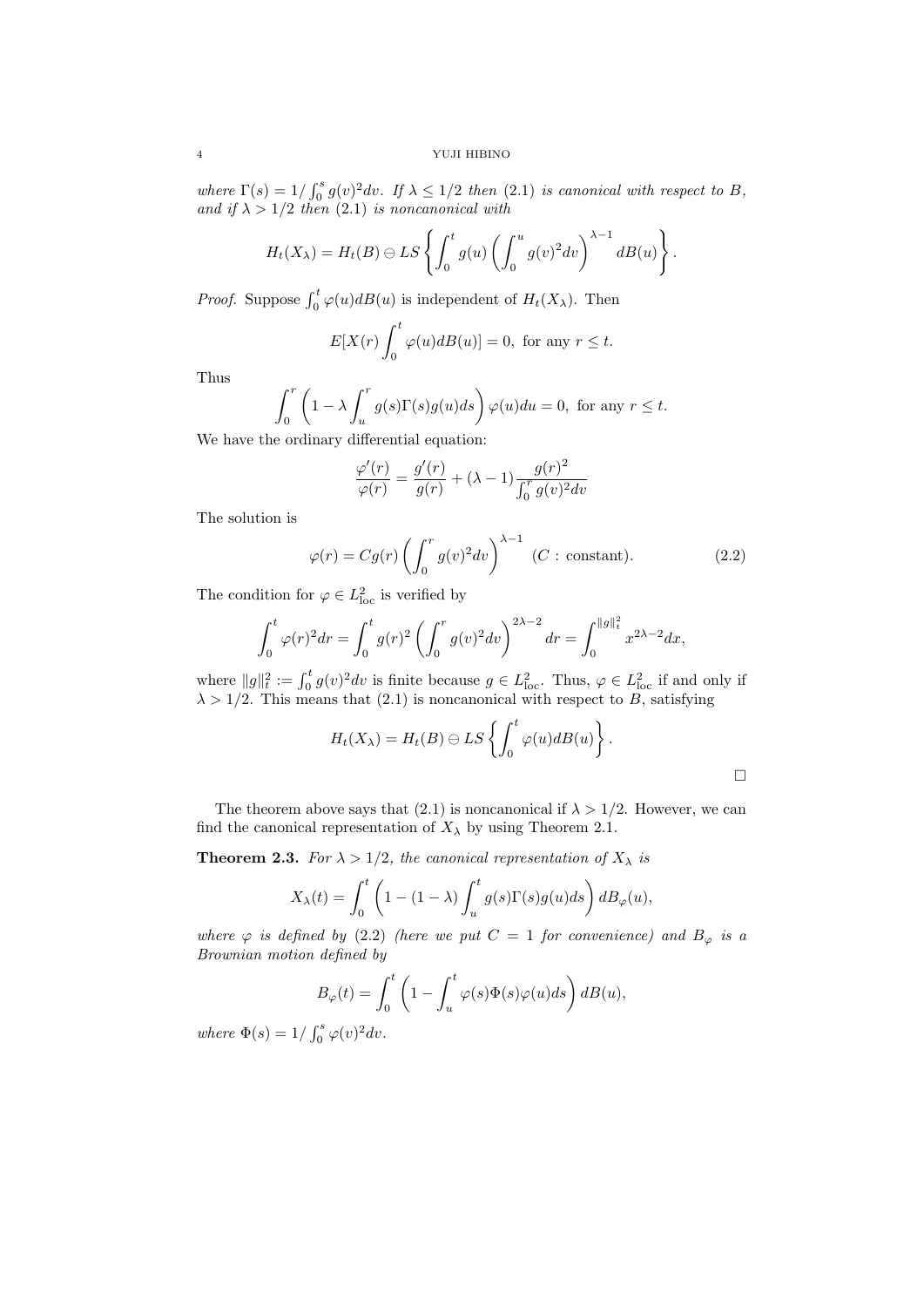*where* $\Gamma(s) = 1/\int_0^s g(v)^2 dv$*. If* $\lambda \le 1/2$ *then* (2.1) *is canonical with respect to* $B$*, and if* $\lambda > 1/2$ *then* (2.1) *is noncanonical with*

$$H_t(X_\lambda) = H_t(B) \ominus LS\left\{\int_0^t g(u)\left(\int_0^u g(v)^2 dv\right)^{\lambda-1} dB(u)\right\}.$$

*Proof.* Suppose $\int_0^t \varphi(u)dB(u)$ is independent of $H_t(X_\lambda)$. Then

$$E[X(r)\int_0^t \varphi(u)dB(u)] = 0, \text{ for any } r \le t.$$

Thus

$$\int_0^r \left(1 - \lambda \int_u^r g(s)\Gamma(s)g(u)ds\right)\varphi(u)du = 0, \text{ for any } r \le t.$$

We have the ordinary differential equation:

$$\frac{\varphi'(r)}{\varphi(r)} = \frac{g'(r)}{g(r)} + (\lambda - 1)\frac{g(r)^2}{\int_0^r g(v)^2 dv}$$

The solution is

$$\varphi(r) = Cg(r)\left(\int_0^r g(v)^2 dv\right)^{\lambda-1} \ (C: \text{constant}). \tag{2.2}$$

The condition for $\varphi \in L^2_{\mathrm{loc}}$ is verified by

$$\int_0^t \varphi(r)^2 dr = \int_0^t g(r)^2 \left(\int_0^r g(v)^2 dv\right)^{2\lambda-2} dr = \int_0^{\|g\|_t^2} x^{2\lambda-2}dx,$$

where $\|g\|_t^2 := \int_0^t g(v)^2 dv$ is finite because $g \in L^2_{\mathrm{loc}}$. Thus, $\varphi \in L^2_{\mathrm{loc}}$ if and only if $\lambda > 1/2$. This means that (2.1) is noncanonical with respect to $B$, satisfying

$$H_t(X_\lambda) = H_t(B) \ominus LS\left\{\int_0^t \varphi(u)dB(u)\right\}.$$

□

The theorem above says that (2.1) is noncanonical if $\lambda > 1/2$. However, we can find the canonical representation of $X_\lambda$ by using Theorem 2.1.

**Theorem 2.3.** *For* $\lambda > 1/2$*, the canonical representation of* $X_\lambda$ *is*

$$X_\lambda(t) = \int_0^t \left(1 - (1-\lambda)\int_u^t g(s)\Gamma(s)g(u)ds\right)dB_\varphi(u),$$

*where* $\varphi$ *is defined by* (2.2) *(here we put* $C = 1$ *for convenience) and* $B_\varphi$ *is a Brownian motion defined by*

$$B_\varphi(t) = \int_0^t \left(1 - \int_u^t \varphi(s)\Phi(s)\varphi(u)ds\right)dB(u),$$

*where* $\Phi(s) = 1/\int_0^s \varphi(v)^2 dv$*.*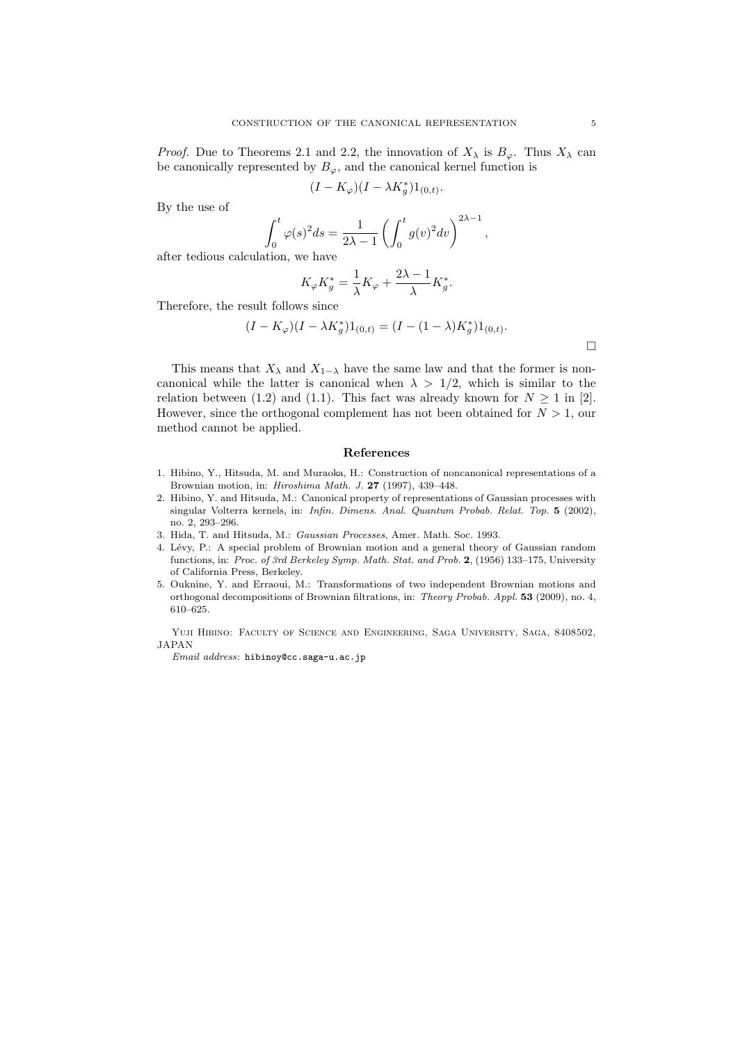*Proof.* Due to Theorems 2.1 and 2.2, the innovation of $X_\lambda$ is $B_\varphi$. Thus $X_\lambda$ can be canonically represented by $B_\varphi$, and the canonical kernel function is

$$(I - K_\varphi)(I - \lambda K_g^*)1_{(0,t)}.$$

By the use of

$$\int_0^t \varphi(s)^2 ds = \frac{1}{2\lambda - 1} \left( \int_0^t g(v)^2 dv \right)^{2\lambda - 1},$$

after tedious calculation, we have

$$K_\varphi K_g^* = \frac{1}{\lambda} K_\varphi + \frac{2\lambda - 1}{\lambda} K_g^*.$$

Therefore, the result follows since

$$(I - K_\varphi)(I - \lambda K_g^*)1_{(0,t)} = (I - (1 - \lambda) K_g^*)1_{(0,t)}.$$

□

This means that $X_\lambda$ and $X_{1-\lambda}$ have the same law and that the former is non-canonical while the latter is canonical when $\lambda > 1/2$, which is similar to the relation between (1.2) and (1.1). This fact was already known for $N \geq 1$ in [2]. However, since the orthogonal complement has not been obtained for $N > 1$, our method cannot be applied.

## References

1. Hibino, Y., Hitsuda, M. and Muraoka, H.: Construction of noncanonical representations of a Brownian motion, in: *Hiroshima Math. J.* **27** (1997), 439–448.
2. Hibino, Y. and Hitsuda, M.: Canonical property of representations of Gaussian processes with singular Volterra kernels, in: *Infin. Dimens. Anal. Quantum Probab. Relat. Top.* **5** (2002), no. 2, 293–296.
3. Hida, T. and Hitsuda, M.: *Gaussian Processes*, Amer. Math. Soc. 1993.
4. Lévy, P.: A special problem of Brownian motion and a general theory of Gaussian random functions, in: *Proc. of 3rd Berkeley Symp. Math. Stat. and Prob.* **2**, (1956) 133–175, University of California Press, Berkeley.
5. Ouknine, Y. and Erraoui, M.: Transformations of two independent Brownian motions and orthogonal decompositions of Brownian filtrations, in: *Theory Probab. Appl.* **53** (2009), no. 4, 610–625.

Yuji Hibino: Faculty of Science and Engineering, Saga University, Saga, 8408502, JAPAN

*Email address*: hibinoy@cc.saga-u.ac.jp